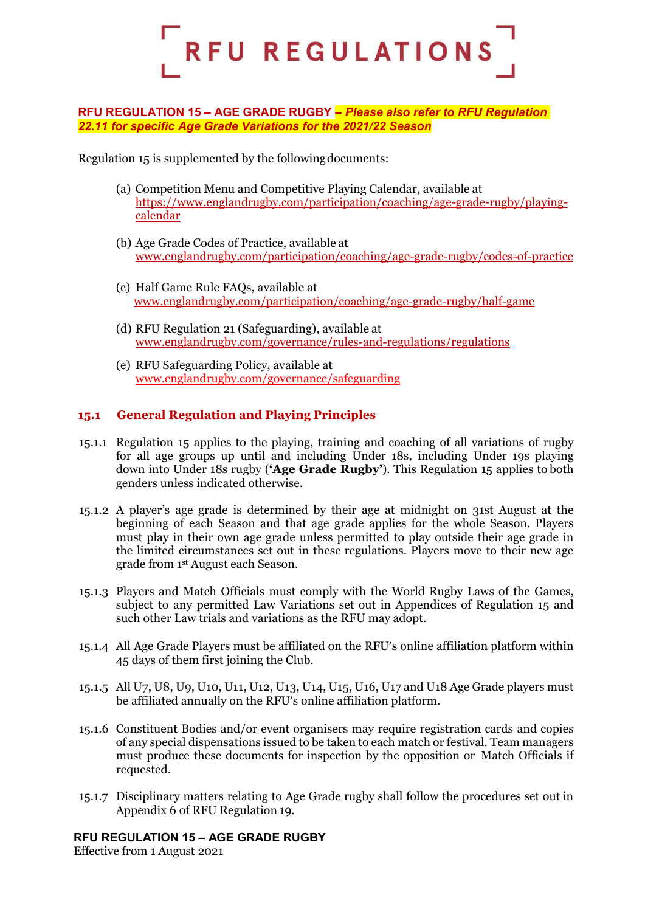# RFU REGULATIONS

**RFU REGULATION 15 – AGE GRADE RUGBY** ***– Please also refer to RFU Regulation 22.11 for specific Age Grade Variations for the 2021/22 Season***

Regulation 15 is supplemented by the following documents:

(a) Competition Menu and Competitive Playing Calendar, available at https://www.englandrugby.com/participation/coaching/age-grade-rugby/playing-calendar

(b) Age Grade Codes of Practice, available at www.englandrugby.com/participation/coaching/age-grade-rugby/codes-of-practice

(c) Half Game Rule FAQs, available at www.englandrugby.com/participation/coaching/age-grade-rugby/half-game

(d) RFU Regulation 21 (Safeguarding), available at www.englandrugby.com/governance/rules-and-regulations/regulations

(e) RFU Safeguarding Policy, available at www.englandrugby.com/governance/safeguarding

## 15.1 General Regulation and Playing Principles

15.1.1 Regulation 15 applies to the playing, training and coaching of all variations of rugby for all age groups up until and including Under 18s, including Under 19s playing down into Under 18s rugby (**'Age Grade Rugby'**). This Regulation 15 applies to both genders unless indicated otherwise.

15.1.2 A player's age grade is determined by their age at midnight on 31st August at the beginning of each Season and that age grade applies for the whole Season. Players must play in their own age grade unless permitted to play outside their age grade in the limited circumstances set out in these regulations. Players move to their new age grade from 1st August each Season.

15.1.3 Players and Match Officials must comply with the World Rugby Laws of the Games, subject to any permitted Law Variations set out in Appendices of Regulation 15 and such other Law trials and variations as the RFU may adopt.

15.1.4 All Age Grade Players must be affiliated on the RFU's online affiliation platform within 45 days of them first joining the Club.

15.1.5 All U7, U8, U9, U10, U11, U12, U13, U14, U15, U16, U17 and U18 Age Grade players must be affiliated annually on the RFU's online affiliation platform.

15.1.6 Constituent Bodies and/or event organisers may require registration cards and copies of any special dispensations issued to be taken to each match or festival. Team managers must produce these documents for inspection by the opposition or Match Officials if requested.

15.1.7 Disciplinary matters relating to Age Grade rugby shall follow the procedures set out in Appendix 6 of RFU Regulation 19.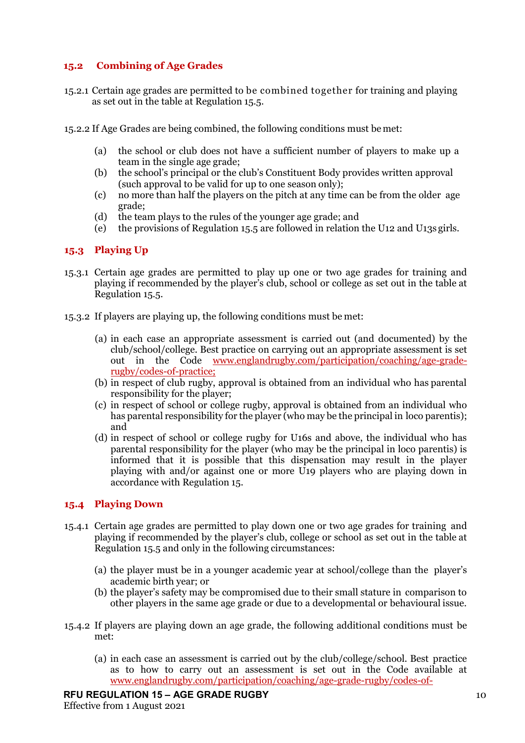## 15.2 Combining of Age Grades

15.2.1 Certain age grades are permitted to be combined together for training and playing as set out in the table at Regulation 15.5.

15.2.2 If Age Grades are being combined, the following conditions must be met:

(a) the school or club does not have a sufficient number of players to make up a team in the single age grade;
(b) the school's principal or the club's Constituent Body provides written approval (such approval to be valid for up to one season only);
(c) no more than half the players on the pitch at any time can be from the older age grade;
(d) the team plays to the rules of the younger age grade; and
(e) the provisions of Regulation 15.5 are followed in relation the U12 and U13s girls.

## 15.3 Playing Up

15.3.1 Certain age grades are permitted to play up one or two age grades for training and playing if recommended by the player's club, school or college as set out in the table at Regulation 15.5.

15.3.2 If players are playing up, the following conditions must be met:

(a) in each case an appropriate assessment is carried out (and documented) by the club/school/college. Best practice on carrying out an appropriate assessment is set out in the Code www.englandrugby.com/participation/coaching/age-grade-rugby/codes-of-practice;
(b) in respect of club rugby, approval is obtained from an individual who has parental responsibility for the player;
(c) in respect of school or college rugby, approval is obtained from an individual who has parental responsibility for the player (who may be the principal in loco parentis); and
(d) in respect of school or college rugby for U16s and above, the individual who has parental responsibility for the player (who may be the principal in loco parentis) is informed that it is possible that this dispensation may result in the player playing with and/or against one or more U19 players who are playing down in accordance with Regulation 15.

## 15.4 Playing Down

15.4.1 Certain age grades are permitted to play down one or two age grades for training and playing if recommended by the player's club, college or school as set out in the table at Regulation 15.5 and only in the following circumstances:

(a) the player must be in a younger academic year at school/college than the player's academic birth year; or
(b) the player's safety may be compromised due to their small stature in comparison to other players in the same age grade or due to a developmental or behavioural issue.

15.4.2 If players are playing down an age grade, the following additional conditions must be met:

(a) in each case an assessment is carried out by the club/college/school. Best practice as to how to carry out an assessment is set out in the Code available at www.englandrugby.com/participation/coaching/age-grade-rugby/codes-of-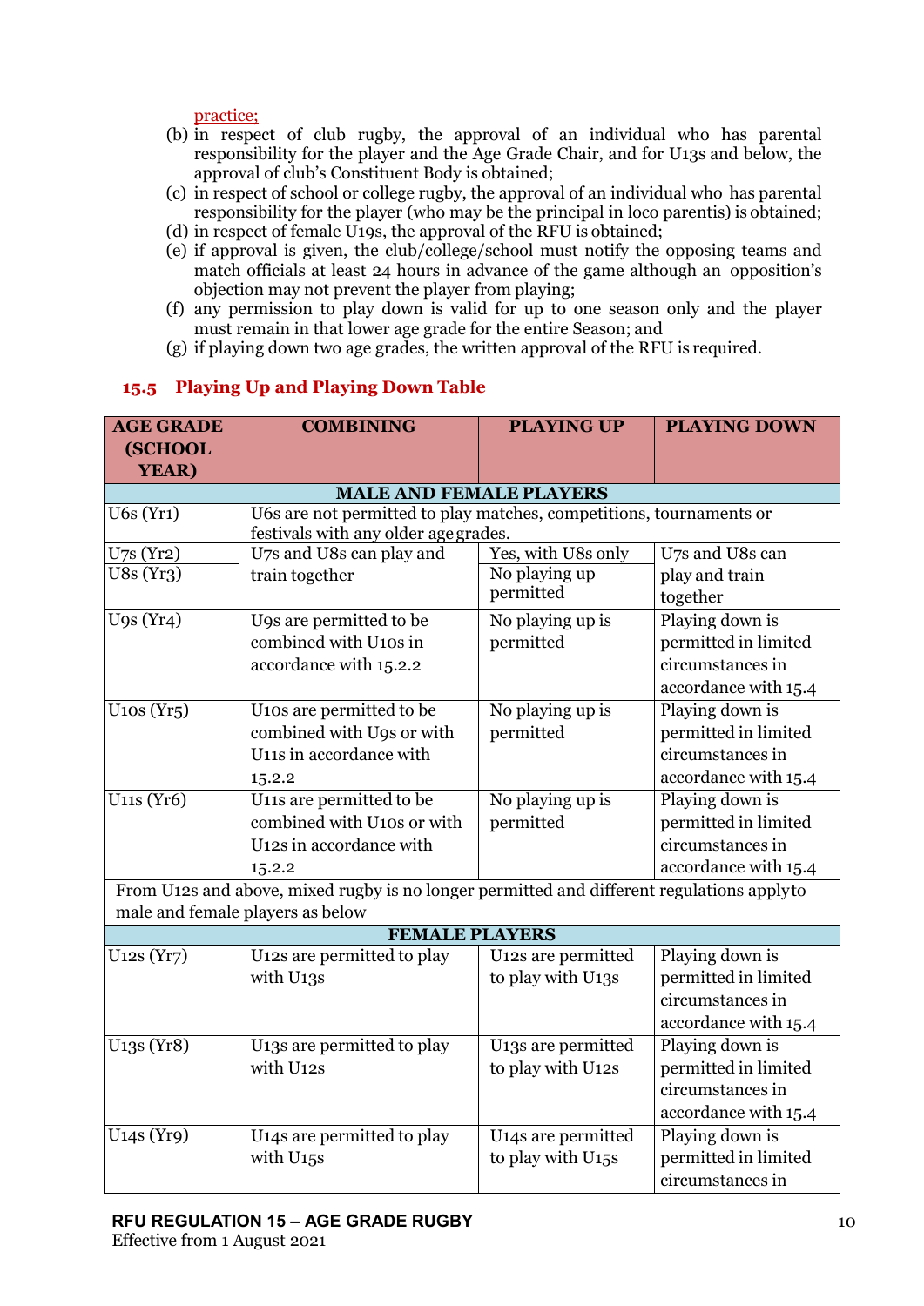practice;

(b) in respect of club rugby, the approval of an individual who has parental responsibility for the player and the Age Grade Chair, and for U13s and below, the approval of club's Constituent Body is obtained;

(c) in respect of school or college rugby, the approval of an individual who has parental responsibility for the player (who may be the principal in loco parentis) is obtained;

(d) in respect of female U19s, the approval of the RFU is obtained;

(e) if approval is given, the club/college/school must notify the opposing teams and match officials at least 24 hours in advance of the game although an opposition's objection may not prevent the player from playing;

(f) any permission to play down is valid for up to one season only and the player must remain in that lower age grade for the entire Season; and

(g) if playing down two age grades, the written approval of the RFU is required.

### 15.5 Playing Up and Playing Down Table

| AGE GRADE (SCHOOL YEAR) | COMBINING | PLAYING UP | PLAYING DOWN |
|---|---|---|---|
| **MALE AND FEMALE PLAYERS** | | | |
| U6s (Yr1) | U6s are not permitted to play matches, competitions, tournaments or festivals with any older age grades. | | |
| U7s (Yr2) | U7s and U8s can play and train together | Yes, with U8s only | U7s and U8s can play and train together |
| U8s (Yr3) | | No playing up permitted | |
| U9s (Yr4) | U9s are permitted to be combined with U10s in accordance with 15.2.2 | No playing up is permitted | Playing down is permitted in limited circumstances in accordance with 15.4 |
| U10s (Yr5) | U10s are permitted to be combined with U9s or with U11s in accordance with 15.2.2 | No playing up is permitted | Playing down is permitted in limited circumstances in accordance with 15.4 |
| U11s (Yr6) | U11s are permitted to be combined with U10s or with U12s in accordance with 15.2.2 | No playing up is permitted | Playing down is permitted in limited circumstances in accordance with 15.4 |
| From U12s and above, mixed rugby is no longer permitted and different regulations apply to male and female players as below | | | |
| **FEMALE PLAYERS** | | | |
| U12s (Yr7) | U12s are permitted to play with U13s | U12s are permitted to play with U13s | Playing down is permitted in limited circumstances in accordance with 15.4 |
| U13s (Yr8) | U13s are permitted to play with U12s | U13s are permitted to play with U12s | Playing down is permitted in limited circumstances in accordance with 15.4 |
| U14s (Yr9) | U14s are permitted to play with U15s | U14s are permitted to play with U15s | Playing down is permitted in limited circumstances in |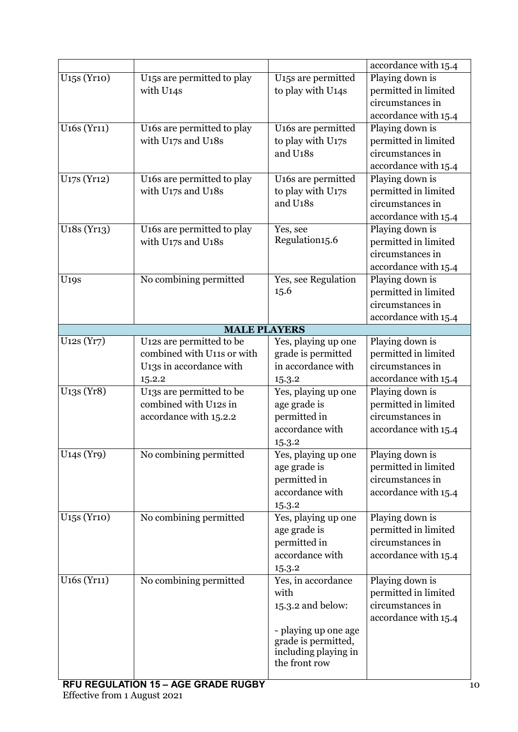| | | | |
|---|---|---|---|
| | | | accordance with 15.4 |
| U15s (Yr10) | U15s are permitted to play with U14s | U15s are permitted to play with U14s | Playing down is permitted in limited circumstances in accordance with 15.4 |
| U16s (Yr11) | U16s are permitted to play with U17s and U18s | U16s are permitted to play with U17s and U18s | Playing down is permitted in limited circumstances in accordance with 15.4 |
| U17s (Yr12) | U16s are permitted to play with U17s and U18s | U16s are permitted to play with U17s and U18s | Playing down is permitted in limited circumstances in accordance with 15.4 |
| U18s (Yr13) | U16s are permitted to play with U17s and U18s | Yes, see Regulation15.6 | Playing down is permitted in limited circumstances in accordance with 15.4 |
| U19s | No combining permitted | Yes, see Regulation 15.6 | Playing down is permitted in limited circumstances in accordance with 15.4 |
| **MALE PLAYERS** | | | |
| U12s (Yr7) | U12s are permitted to be combined with U11s or with U13s in accordance with 15.2.2 | Yes, playing up one grade is permitted in accordance with 15.3.2 | Playing down is permitted in limited circumstances in accordance with 15.4 |
| U13s (Yr8) | U13s are permitted to be combined with U12s in accordance with 15.2.2 | Yes, playing up one age grade is permitted in accordance with 15.3.2 | Playing down is permitted in limited circumstances in accordance with 15.4 |
| U14s (Yr9) | No combining permitted | Yes, playing up one age grade is permitted in accordance with 15.3.2 | Playing down is permitted in limited circumstances in accordance with 15.4 |
| U15s (Yr10) | No combining permitted | Yes, playing up one age grade is permitted in accordance with 15.3.2 | Playing down is permitted in limited circumstances in accordance with 15.4 |
| U16s (Yr11) | No combining permitted | Yes, in accordance with 15.3.2 and below:<br><br>- playing up one age grade is permitted, including playing in the front row | Playing down is permitted in limited circumstances in accordance with 15.4 |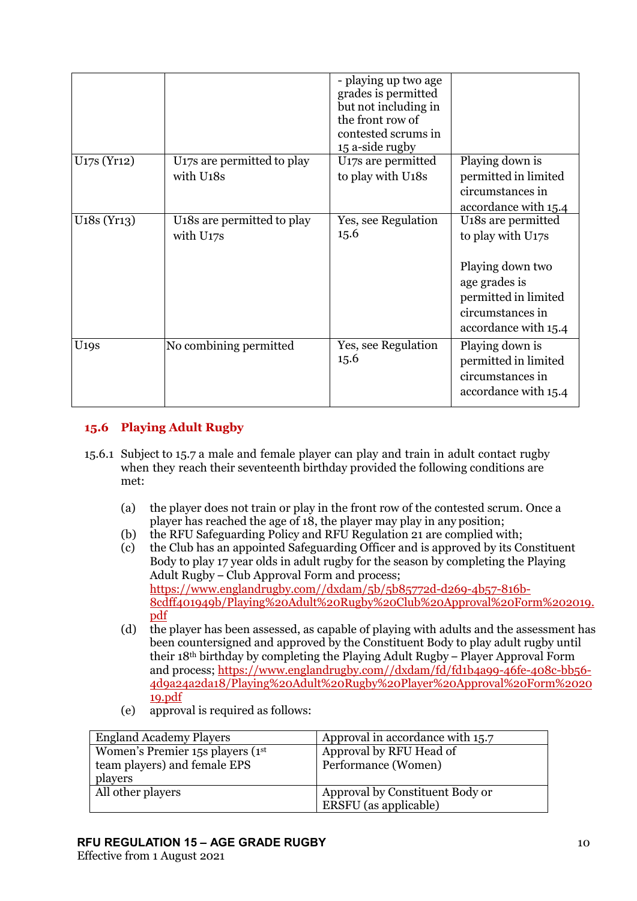| | | - playing up two age grades is permitted but not including in the front row of contested scrums in 15 a-side rugby | |
|---|---|---|---|
| U17s (Yr12) | U17s are permitted to play with U18s | U17s are permitted to play with U18s | Playing down is permitted in limited circumstances in accordance with 15.4 |
| U18s (Yr13) | U18s are permitted to play with U17s | Yes, see Regulation 15.6 | U18s are permitted to play with U17s<br><br>Playing down two age grades is permitted in limited circumstances in accordance with 15.4 |
| U19s | No combining permitted | Yes, see Regulation 15.6 | Playing down is permitted in limited circumstances in accordance with 15.4 |

## 15.6 Playing Adult Rugby

15.6.1 Subject to 15.7 a male and female player can play and train in adult contact rugby when they reach their seventeenth birthday provided the following conditions are met:

(a) the player does not train or play in the front row of the contested scrum. Once a player has reached the age of 18, the player may play in any position;

(b) the RFU Safeguarding Policy and RFU Regulation 21 are complied with;

(c) the Club has an appointed Safeguarding Officer and is approved by its Constituent Body to play 17 year olds in adult rugby for the season by completing the Playing Adult Rugby – Club Approval Form and process; https://www.englandrugby.com//dxdam/5b/5b85772d-d269-4b57-816b-8cdff401949b/Playing%20Adult%20Rugby%20Club%20Approval%20Form%202019.pdf

(d) the player has been assessed, as capable of playing with adults and the assessment has been countersigned and approved by the Constituent Body to play adult rugby until their 18th birthday by completing the Playing Adult Rugby – Player Approval Form and process; https://www.englandrugby.com//dxdam/fd/fd1b4a99-46fe-408c-bb56-4d9a24a2da18/Playing%20Adult%20Rugby%20Player%20Approval%20Form%202019.pdf

(e) approval is required as follows:

| England Academy Players | Approval in accordance with 15.7 |
|---|---|
| Women's Premier 15s players (1st team players) and female EPS players | Approval by RFU Head of Performance (Women) |
| All other players | Approval by Constituent Body or ERSFU (as applicable) |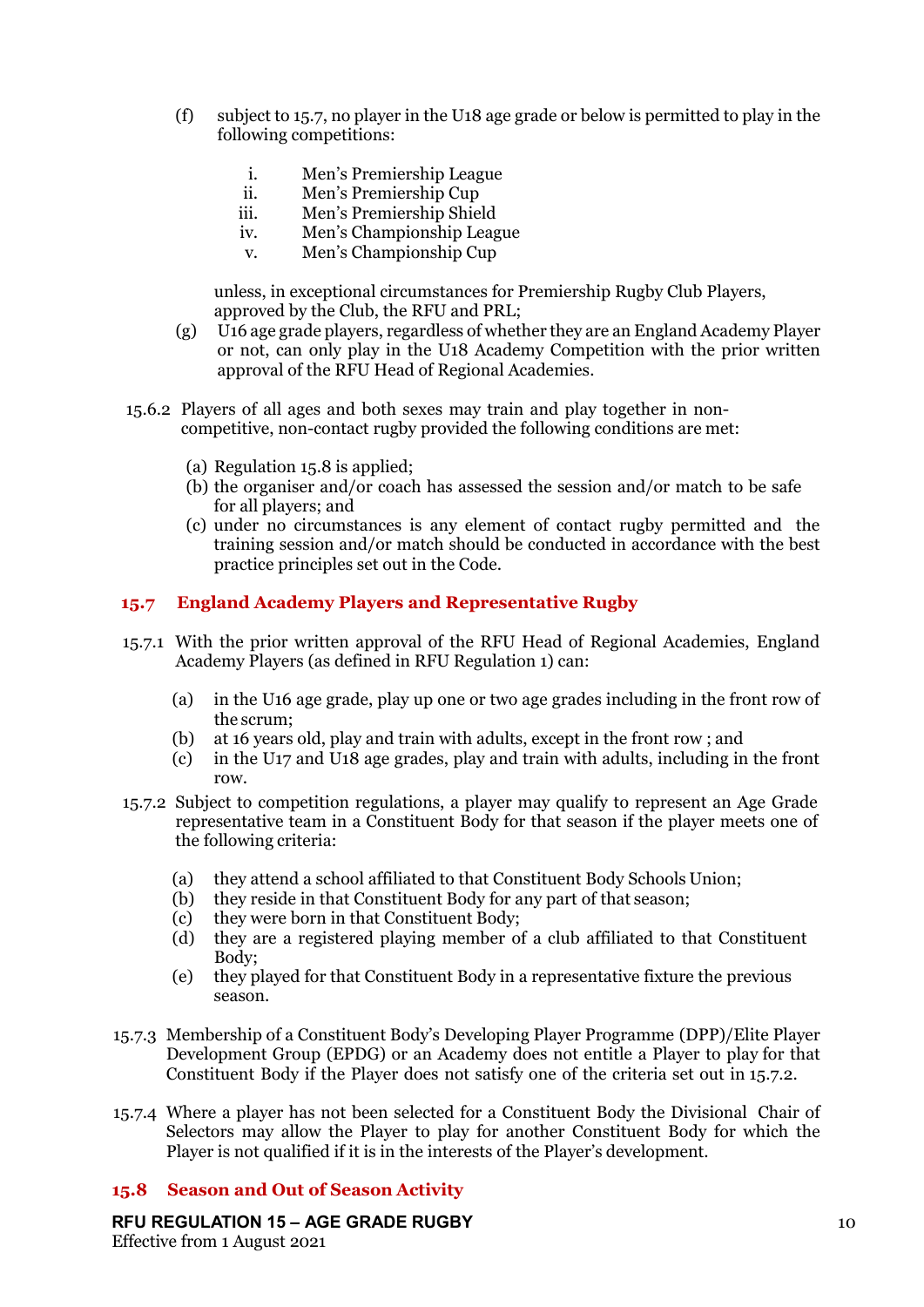(f) subject to 15.7, no player in the U18 age grade or below is permitted to play in the following competitions:

   i. Men's Premiership League
   ii. Men's Premiership Cup
   iii. Men's Premiership Shield
   iv. Men's Championship League
   v. Men's Championship Cup

   unless, in exceptional circumstances for Premiership Rugby Club Players, approved by the Club, the RFU and PRL;

(g) U16 age grade players, regardless of whether they are an England Academy Player or not, can only play in the U18 Academy Competition with the prior written approval of the RFU Head of Regional Academies.

15.6.2 Players of all ages and both sexes may train and play together in non-competitive, non-contact rugby provided the following conditions are met:

(a) Regulation 15.8 is applied;
(b) the organiser and/or coach has assessed the session and/or match to be safe for all players; and
(c) under no circumstances is any element of contact rugby permitted and the training session and/or match should be conducted in accordance with the best practice principles set out in the Code.

## 15.7 England Academy Players and Representative Rugby

15.7.1 With the prior written approval of the RFU Head of Regional Academies, England Academy Players (as defined in RFU Regulation 1) can:

(a) in the U16 age grade, play up one or two age grades including in the front row of the scrum;
(b) at 16 years old, play and train with adults, except in the front row ; and
(c) in the U17 and U18 age grades, play and train with adults, including in the front row.

15.7.2 Subject to competition regulations, a player may qualify to represent an Age Grade representative team in a Constituent Body for that season if the player meets one of the following criteria:

(a) they attend a school affiliated to that Constituent Body Schools Union;
(b) they reside in that Constituent Body for any part of that season;
(c) they were born in that Constituent Body;
(d) they are a registered playing member of a club affiliated to that Constituent Body;
(e) they played for that Constituent Body in a representative fixture the previous season.

15.7.3 Membership of a Constituent Body's Developing Player Programme (DPP)/Elite Player Development Group (EPDG) or an Academy does not entitle a Player to play for that Constituent Body if the Player does not satisfy one of the criteria set out in 15.7.2.

15.7.4 Where a player has not been selected for a Constituent Body the Divisional Chair of Selectors may allow the Player to play for another Constituent Body for which the Player is not qualified if it is in the interests of the Player's development.

## 15.8 Season and Out of Season Activity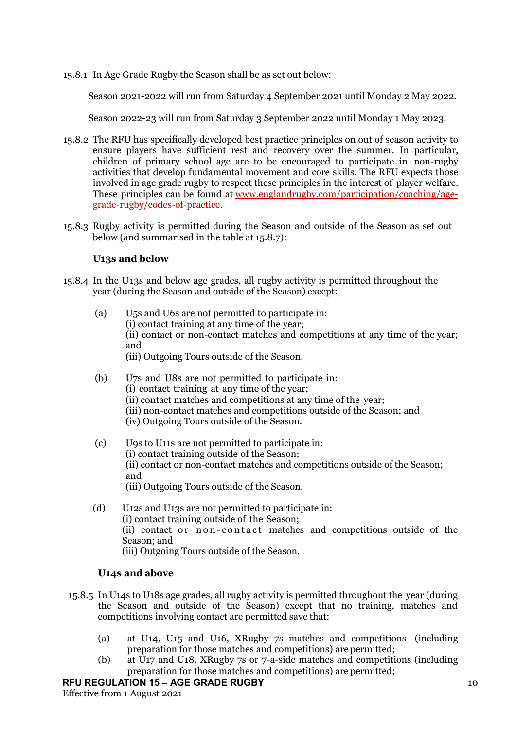15.8.1 In Age Grade Rugby the Season shall be as set out below:

Season 2021-2022 will run from Saturday 4 September 2021 until Monday 2 May 2022.

Season 2022-23 will run from Saturday 3 September 2022 until Monday 1 May 2023.

15.8.2 The RFU has specifically developed best practice principles on out of season activity to ensure players have sufficient rest and recovery over the summer. In particular, children of primary school age are to be encouraged to participate in non-rugby activities that develop fundamental movement and core skills. The RFU expects those involved in age grade rugby to respect these principles in the interest of player welfare. These principles can be found at [www.englandrugby.com/participation/coaching/age-grade-rugby/codes-of-practice.](www.englandrugby.com/participation/coaching/age-grade-rugby/codes-of-practice)

15.8.3 Rugby activity is permitted during the Season and outside of the Season as set out below (and summarised in the table at 15.8.7):

**U13s and below**

15.8.4 In the U13s and below age grades, all rugby activity is permitted throughout the year (during the Season and outside of the Season) except:

(a) U5s and U6s are not permitted to participate in:
(i) contact training at any time of the year;
(ii) contact or non-contact matches and competitions at any time of the year; and
(iii) Outgoing Tours outside of the Season.

(b) U7s and U8s are not permitted to participate in:
(i) contact training at any time of the year;
(ii) contact matches and competitions at any time of the year;
(iii) non-contact matches and competitions outside of the Season; and
(iv) Outgoing Tours outside of the Season.

(c) U9s to U11s are not permitted to participate in:
(i) contact training outside of the Season;
(ii) contact or non-contact matches and competitions outside of the Season; and
(iii) Outgoing Tours outside of the Season.

(d) U12s and U13s are not permitted to participate in:
(i) contact training outside of the Season;
(ii) contact or non-contact matches and competitions outside of the Season; and
(iii) Outgoing Tours outside of the Season.

**U14s and above**

15.8.5 In U14s to U18s age grades, all rugby activity is permitted throughout the year (during the Season and outside of the Season) except that no training, matches and competitions involving contact are permitted save that:

(a) at U14, U15 and U16, XRugby 7s matches and competitions (including preparation for those matches and competitions) are permitted;
(b) at U17 and U18, XRugby 7s or 7-a-side matches and competitions (including preparation for those matches and competitions) are permitted;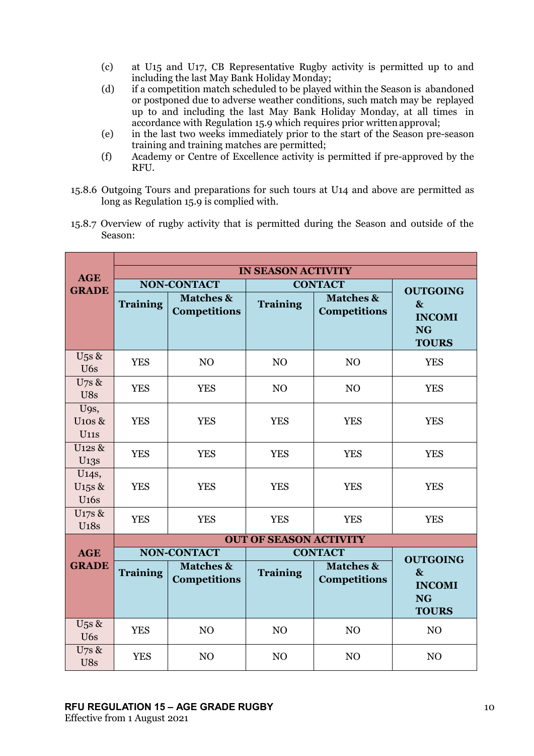(c) at U15 and U17, CB Representative Rugby activity is permitted up to and including the last May Bank Holiday Monday;

(d) if a competition match scheduled to be played within the Season is abandoned or postponed due to adverse weather conditions, such match may be replayed up to and including the last May Bank Holiday Monday, at all times in accordance with Regulation 15.9 which requires prior written approval;

(e) in the last two weeks immediately prior to the start of the Season pre-season training and training matches are permitted;

(f) Academy or Centre of Excellence activity is permitted if pre-approved by the RFU.

15.8.6 Outgoing Tours and preparations for such tours at U14 and above are permitted as long as Regulation 15.9 is complied with.

15.8.7 Overview of rugby activity that is permitted during the Season and outside of the Season:

| **AGE GRADE** | **IN SEASON ACTIVITY** | | | | |
|---|---|---|---|---|---|
| | **NON-CONTACT** | | **CONTACT** | | **OUTGOING & INCOMING TOURS** |
| | **Training** | **Matches & Competitions** | **Training** | **Matches & Competitions** | |
| U5s & U6s | YES | NO | NO | NO | YES |
| U7s & U8s | YES | YES | NO | NO | YES |
| U9s, U10s & U11s | YES | YES | YES | YES | YES |
| U12s & U13s | YES | YES | YES | YES | YES |
| U14s, U15s & U16s | YES | YES | YES | YES | YES |
| U17s & U18s | YES | YES | YES | YES | YES |
| **AGE GRADE** | **OUT OF SEASON ACTIVITY** | | | | |
| | **NON-CONTACT** | | **CONTACT** | | **OUTGOING & INCOMING TOURS** |
| | **Training** | **Matches & Competitions** | **Training** | **Matches & Competitions** | |
| U5s & U6s | YES | NO | NO | NO | NO |
| U7s & U8s | YES | NO | NO | NO | NO |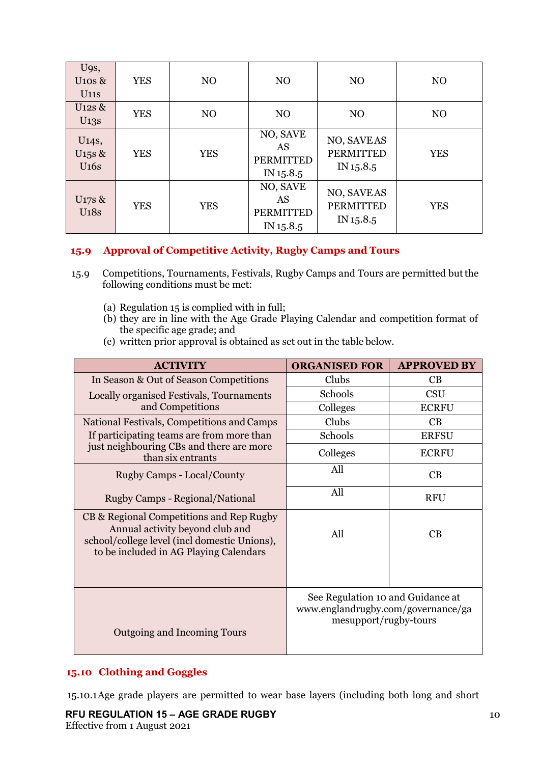| U9s, U10s & U11s | YES | NO | NO | NO | NO |
|---|---|---|---|---|---|
| U12s & U13s | YES | NO | NO | NO | NO |
| U14s, U15s & U16s | YES | YES | NO, SAVE AS PERMITTED IN 15.8.5 | NO, SAVE AS PERMITTED IN 15.8.5 | YES |
| U17s & U18s | YES | YES | NO, SAVE AS PERMITTED IN 15.8.5 | NO, SAVE AS PERMITTED IN 15.8.5 | YES |

## 15.9 Approval of Competitive Activity, Rugby Camps and Tours

15.9 Competitions, Tournaments, Festivals, Rugby Camps and Tours are permitted but the following conditions must be met:

(a) Regulation 15 is complied with in full;
(b) they are in line with the Age Grade Playing Calendar and competition format of the specific age grade; and
(c) written prior approval is obtained as set out in the table below.

| ACTIVITY | ORGANISED FOR | APPROVED BY |
|---|---|---|
| In Season & Out of Season Competitions<br>Locally organised Festivals, Tournaments and Competitions | Clubs | CB |
| | Schools | CSU |
| | Colleges | ECRFU |
| National Festivals, Competitions and Camps<br>If participating teams are from more than just neighbouring CBs and there are more than six entrants | Clubs | CB |
| | Schools | ERFSU |
| | Colleges | ECRFU |
| Rugby Camps - Local/County | All | CB |
| Rugby Camps - Regional/National | All | RFU |
| CB & Regional Competitions and Rep Rugby<br>Annual activity beyond club and school/college level (incl domestic Unions), to be included in AG Playing Calendars | All | CB |
| Outgoing and Incoming Tours | See Regulation 10 and Guidance at www.englandrugby.com/governance/gamesupport/rugby-tours | |

## 15.10 Clothing and Goggles

15.10.1 Age grade players are permitted to wear base layers (including both long and short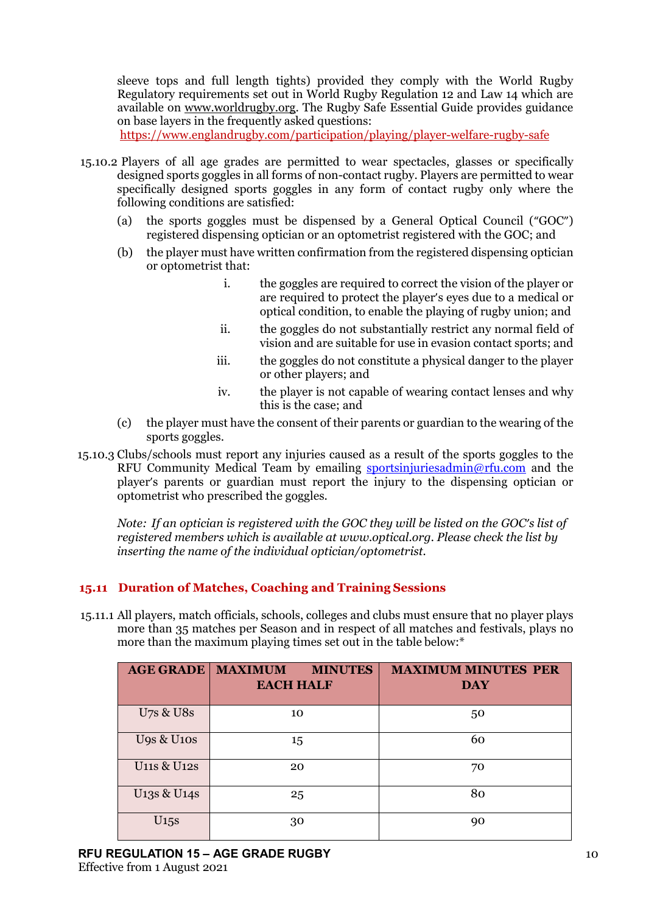sleeve tops and full length tights) provided they comply with the World Rugby Regulatory requirements set out in World Rugby Regulation 12 and Law 14 which are available on www.worldrugby.org. The Rugby Safe Essential Guide provides guidance on base layers in the frequently asked questions:
https://www.englandrugby.com/participation/playing/player-welfare-rugby-safe

15.10.2 Players of all age grades are permitted to wear spectacles, glasses or specifically designed sports goggles in all forms of non-contact rugby. Players are permitted to wear specifically designed sports goggles in any form of contact rugby only where the following conditions are satisfied:

(a) the sports goggles must be dispensed by a General Optical Council ("GOC") registered dispensing optician or an optometrist registered with the GOC; and

(b) the player must have written confirmation from the registered dispensing optician or optometrist that:

i. the goggles are required to correct the vision of the player or are required to protect the player's eyes due to a medical or optical condition, to enable the playing of rugby union; and

ii. the goggles do not substantially restrict any normal field of vision and are suitable for use in evasion contact sports; and

iii. the goggles do not constitute a physical danger to the player or other players; and

iv. the player is not capable of wearing contact lenses and why this is the case; and

(c) the player must have the consent of their parents or guardian to the wearing of the sports goggles.

15.10.3 Clubs/schools must report any injuries caused as a result of the sports goggles to the RFU Community Medical Team by emailing sportsinjuriesadmin@rfu.com and the player's parents or guardian must report the injury to the dispensing optician or optometrist who prescribed the goggles.

*Note: If an optician is registered with the GOC they will be listed on the GOC's list of registered members which is available at www.optical.org. Please check the list by inserting the name of the individual optician/optometrist.*

## 15.11 Duration of Matches, Coaching and Training Sessions

15.11.1 All players, match officials, schools, colleges and clubs must ensure that no player plays more than 35 matches per Season and in respect of all matches and festivals, plays no more than the maximum playing times set out in the table below:*

| AGE GRADE | MAXIMUM MINUTES EACH HALF | MAXIMUM MINUTES PER DAY |
|---|---|---|
| U7s & U8s | 10 | 50 |
| U9s & U10s | 15 | 60 |
| U11s & U12s | 20 | 70 |
| U13s & U14s | 25 | 80 |
| U15s | 30 | 90 |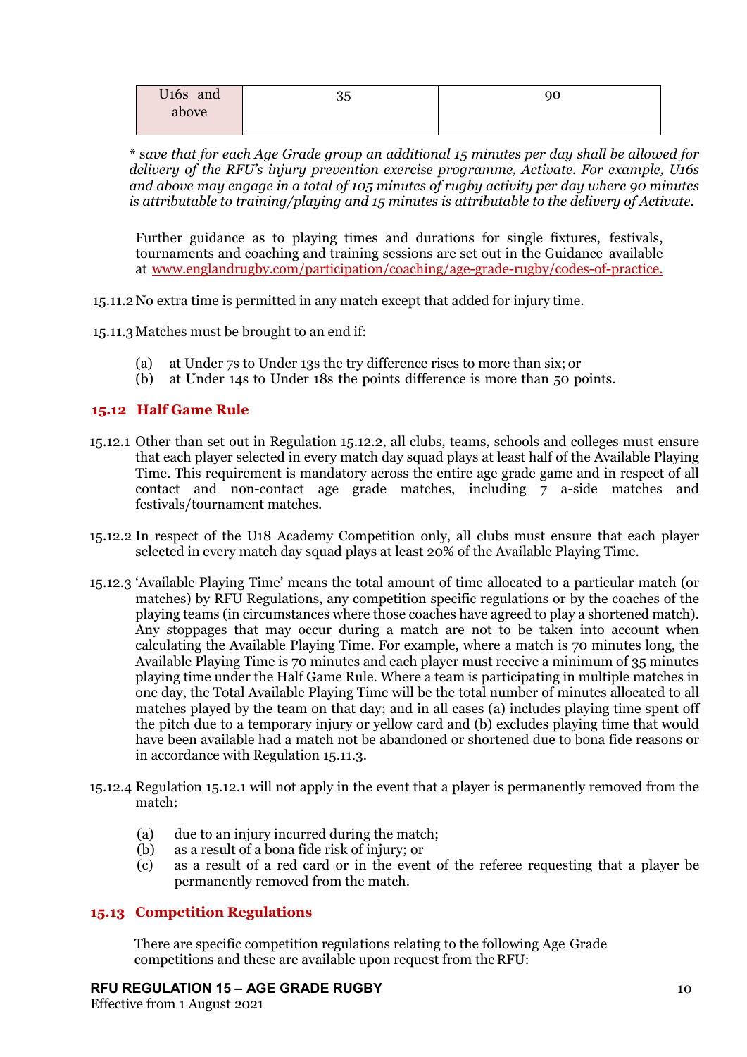| U16s and above | 35 | 90 |
|---|---|---|

*\* save that for each Age Grade group an additional 15 minutes per day shall be allowed for delivery of the RFU's injury prevention exercise programme, Activate. For example, U16s and above may engage in a total of 105 minutes of rugby activity per day where 90 minutes is attributable to training/playing and 15 minutes is attributable to the delivery of Activate.*

Further guidance as to playing times and durations for single fixtures, festivals, tournaments and coaching and training sessions are set out in the Guidance available at www.englandrugby.com/participation/coaching/age-grade-rugby/codes-of-practice.

15.11.2 No extra time is permitted in any match except that added for injury time.

15.11.3 Matches must be brought to an end if:

(a) at Under 7s to Under 13s the try difference rises to more than six; or
(b) at Under 14s to Under 18s the points difference is more than 50 points.

### 15.12 Half Game Rule

15.12.1 Other than set out in Regulation 15.12.2, all clubs, teams, schools and colleges must ensure that each player selected in every match day squad plays at least half of the Available Playing Time. This requirement is mandatory across the entire age grade game and in respect of all contact and non-contact age grade matches, including 7 a-side matches and festivals/tournament matches.

15.12.2 In respect of the U18 Academy Competition only, all clubs must ensure that each player selected in every match day squad plays at least 20% of the Available Playing Time.

15.12.3 'Available Playing Time' means the total amount of time allocated to a particular match (or matches) by RFU Regulations, any competition specific regulations or by the coaches of the playing teams (in circumstances where those coaches have agreed to play a shortened match). Any stoppages that may occur during a match are not to be taken into account when calculating the Available Playing Time. For example, where a match is 70 minutes long, the Available Playing Time is 70 minutes and each player must receive a minimum of 35 minutes playing time under the Half Game Rule. Where a team is participating in multiple matches in one day, the Total Available Playing Time will be the total number of minutes allocated to all matches played by the team on that day; and in all cases (a) includes playing time spent off the pitch due to a temporary injury or yellow card and (b) excludes playing time that would have been available had a match not be abandoned or shortened due to bona fide reasons or in accordance with Regulation 15.11.3.

15.12.4 Regulation 15.12.1 will not apply in the event that a player is permanently removed from the match:

(a) due to an injury incurred during the match;
(b) as a result of a bona fide risk of injury; or
(c) as a result of a red card or in the event of the referee requesting that a player be permanently removed from the match.

### 15.13 Competition Regulations

There are specific competition regulations relating to the following Age Grade competitions and these are available upon request from the RFU: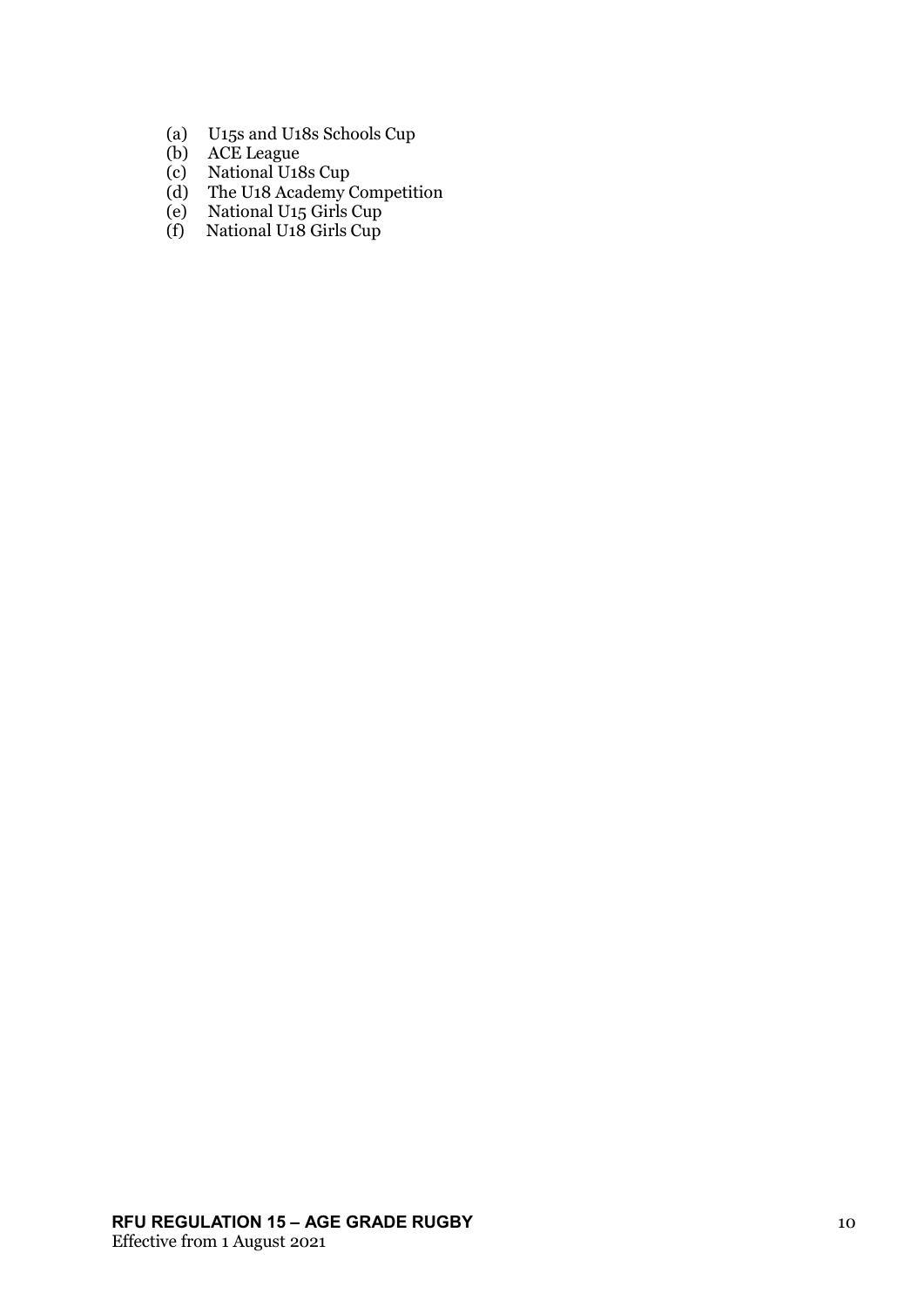(a) U15s and U18s Schools Cup
(b) ACE League
(c) National U18s Cup
(d) The U18 Academy Competition
(e) National U15 Girls Cup
(f) National U18 Girls Cup